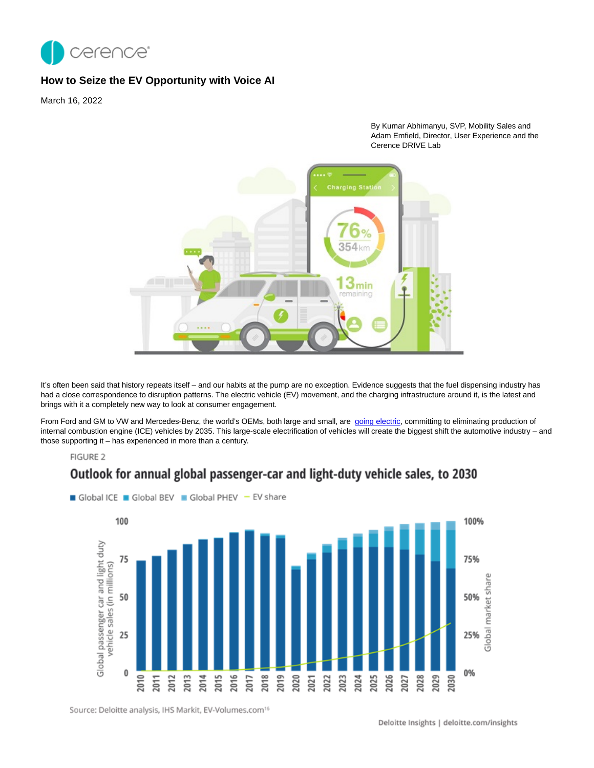# How to Seize the EV Opportunity with Voice AI

March 16, 2022

By Kumar Abhimanyu, SVP, Mobility Sales and Adam Emfield, Director, User Experience and the Cerence DRIVE Lab

It's often been said that history repeats itself – and our habits at the pump are no exception. Evidence suggests that the fuel dispensing industry has had a close correspondence to disruption patterns. The electric vehicle (EV) movement, and the charging infrastructure around it, is the latest and brings with it a completely new way to look at consumer engagement.

From Ford and GM to VW and Mercedes-Benz, the world's OEMs, both large and small, are going electric, committing to eliminating production of internal combustion engine (ICE) vehicles by 2035. This large-scale electrification of vehicles will create the biggest shift the automotive industry – and those supporting it – has experienced in more than a century.

FIGURE 2

**Outlook for annual global passenger-car and light-duty vehicle sales, to 2030**

Global ICE | Global BEV | Global PHEV | EV share

Source: Deloitte analysis, IHS Markit, EV-Volumes.com[16]

Deloitte Insights | deloitte.com/insights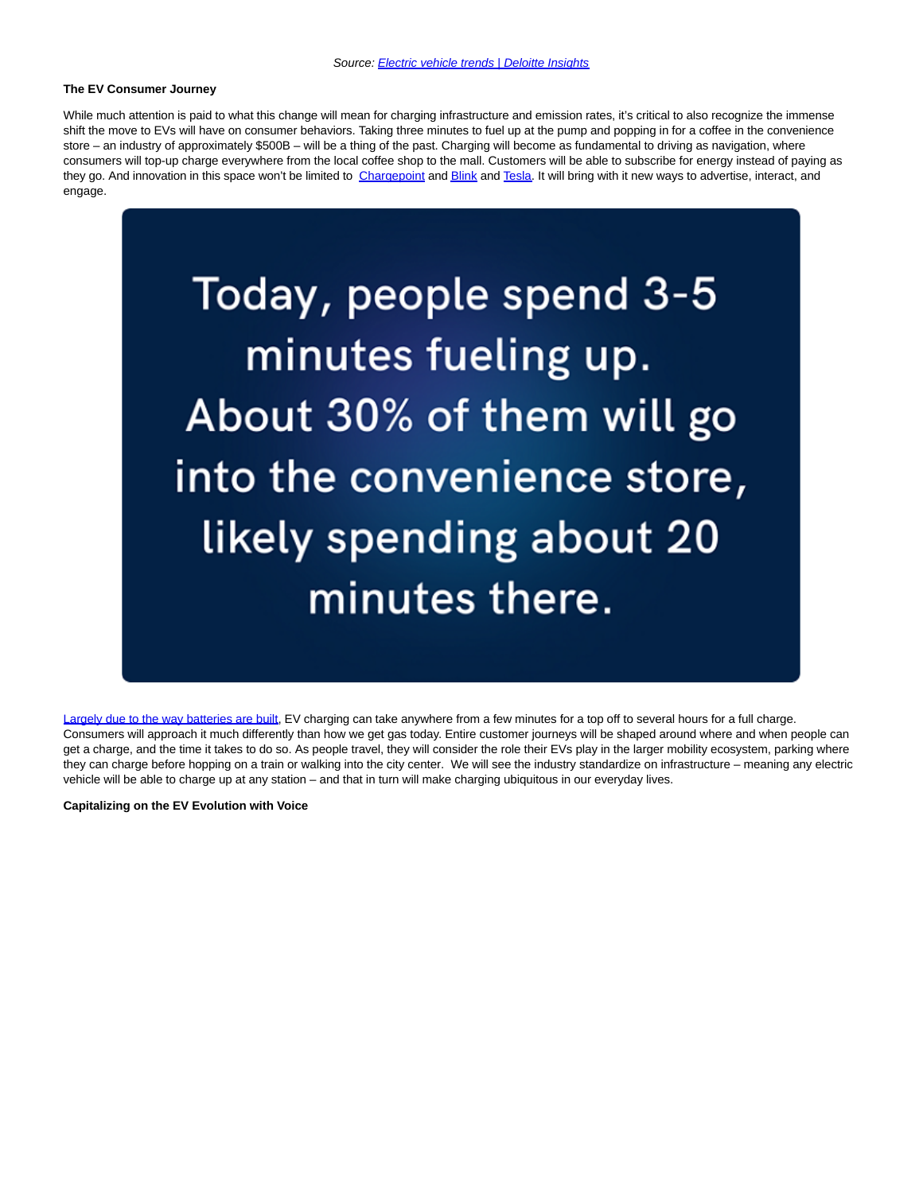*Source: Electric vehicle trends | Deloitte Insights*

**The EV Consumer Journey**

While much attention is paid to what this change will mean for charging infrastructure and emission rates, it's critical to also recognize the immense shift the move to EVs will have on consumer behaviors. Taking three minutes to fuel up at the pump and popping in for a coffee in the convenience store – an industry of approximately $500B – will be a thing of the past. Charging will become as fundamental to driving as navigation, where consumers will top-up charge everywhere from the local coffee shop to the mall. Customers will be able to subscribe for energy instead of paying as they go. And innovation in this space won't be limited to Chargepoint and Blink and Tesla. It will bring with it new ways to advertise, interact, and engage.

> Today, people spend 3-5 minutes fueling up. About 30% of them will go into the convenience store, likely spending about 20 minutes there.

Largely due to the way batteries are built, EV charging can take anywhere from a few minutes for a top off to several hours for a full charge. Consumers will approach it much differently than how we get gas today. Entire customer journeys will be shaped around where and when people can get a charge, and the time it takes to do so. As people travel, they will consider the role their EVs play in the larger mobility ecosystem, parking where they can charge before hopping on a train or walking into the city center. We will see the industry standardize on infrastructure – meaning any electric vehicle will be able to charge up at any station – and that in turn will make charging ubiquitous in our everyday lives.

**Capitalizing on the EV Evolution with Voice**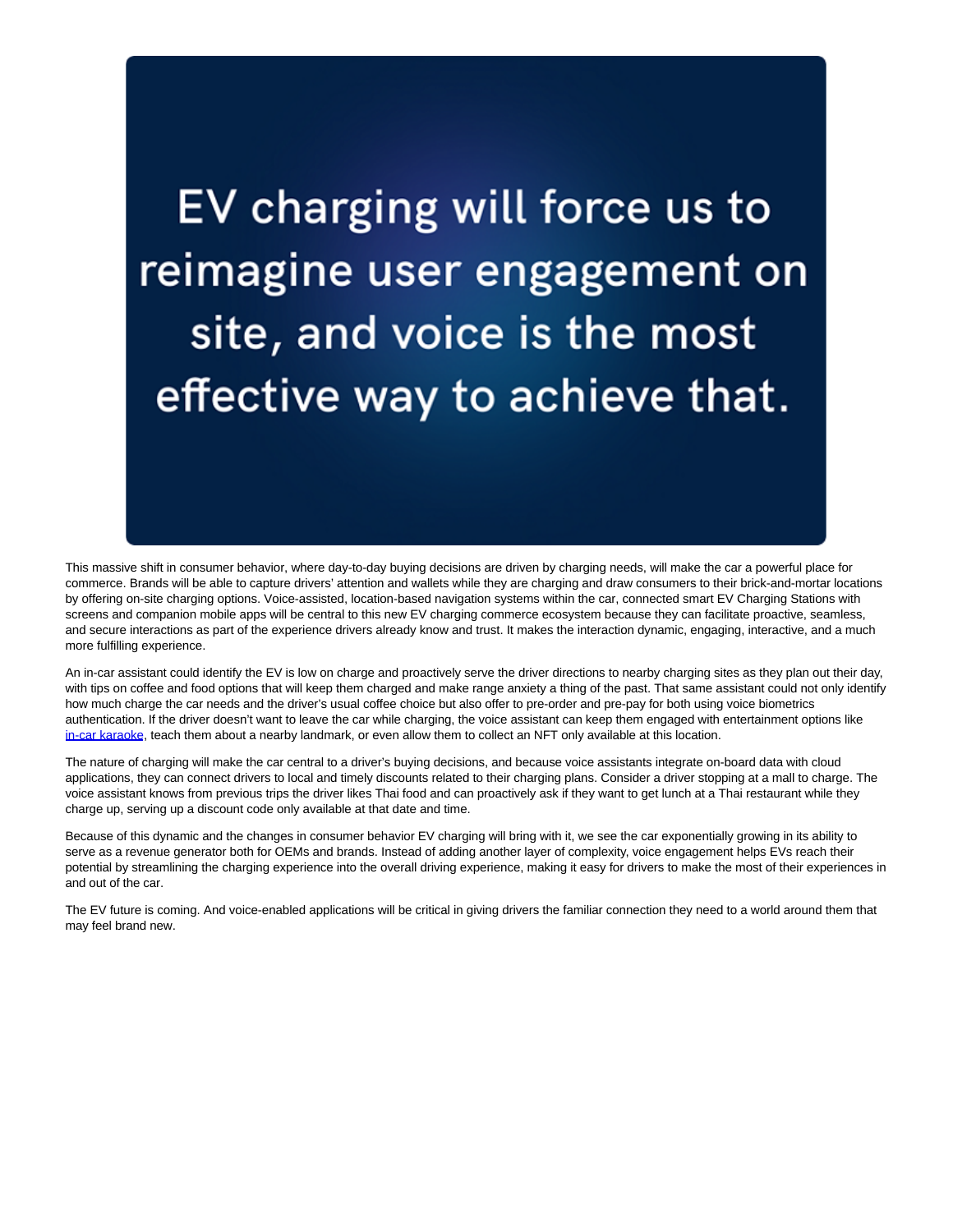EV charging will force us to reimagine user engagement on site, and voice is the most effective way to achieve that.

This massive shift in consumer behavior, where day-to-day buying decisions are driven by charging needs, will make the car a powerful place for commerce. Brands will be able to capture drivers' attention and wallets while they are charging and draw consumers to their brick-and-mortar locations by offering on-site charging options. Voice-assisted, location-based navigation systems within the car, connected smart EV Charging Stations with screens and companion mobile apps will be central to this new EV charging commerce ecosystem because they can facilitate proactive, seamless, and secure interactions as part of the experience drivers already know and trust. It makes the interaction dynamic, engaging, interactive, and a much more fulfilling experience.

An in-car assistant could identify the EV is low on charge and proactively serve the driver directions to nearby charging sites as they plan out their day, with tips on coffee and food options that will keep them charged and make range anxiety a thing of the past. That same assistant could not only identify how much charge the car needs and the driver's usual coffee choice but also offer to pre-order and pre-pay for both using voice biometrics authentication. If the driver doesn't want to leave the car while charging, the voice assistant can keep them engaged with entertainment options like in-car karaoke, teach them about a nearby landmark, or even allow them to collect an NFT only available at this location.

The nature of charging will make the car central to a driver's buying decisions, and because voice assistants integrate on-board data with cloud applications, they can connect drivers to local and timely discounts related to their charging plans. Consider a driver stopping at a mall to charge. The voice assistant knows from previous trips the driver likes Thai food and can proactively ask if they want to get lunch at a Thai restaurant while they charge up, serving up a discount code only available at that date and time.

Because of this dynamic and the changes in consumer behavior EV charging will bring with it, we see the car exponentially growing in its ability to serve as a revenue generator both for OEMs and brands. Instead of adding another layer of complexity, voice engagement helps EVs reach their potential by streamlining the charging experience into the overall driving experience, making it easy for drivers to make the most of their experiences in and out of the car.

The EV future is coming. And voice-enabled applications will be critical in giving drivers the familiar connection they need to a world around them that may feel brand new.